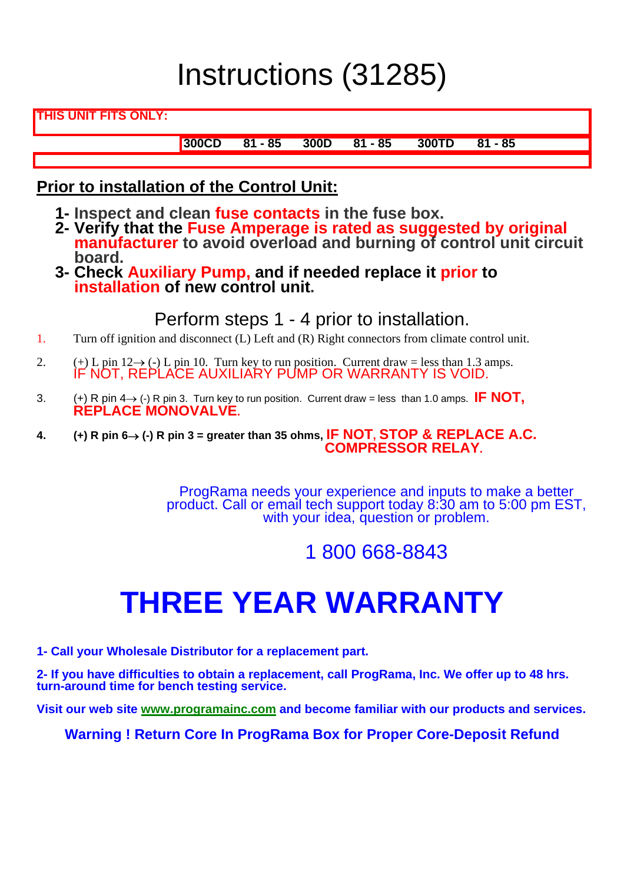# Instructions (31285)

| THIS UNIT FITS ONLY: | | | | | | |
|---|---|---|---|---|---|---|
| | 300CD | 81 - 85 | 300D | 81 - 85 | 300TD | 81 - 85 |

## Prior to installation of the Control Unit:

**1- Inspect and clean fuse contacts in the fuse box.**
**2- Verify that the Fuse Amperage is rated as suggested by original manufacturer to avoid overload and burning of control unit circuit board.**
**3- Check Auxiliary Pump, and if needed replace it prior to installation of new control unit.**

### Perform steps 1 - 4 prior to installation.

1. Turn off ignition and disconnect (L) Left and (R) Right connectors from climate control unit.

2. (+) L pin 12→ (-) L pin 10. Turn key to run position. Current draw = less than 1.3 amps. IF NOT, REPLACE AUXILIARY PUMP OR WARRANTY IS VOID.

3. (+) R pin 4→ (-) R pin 3. Turn key to run position. Current draw = less than 1.0 amps. **IF NOT, REPLACE MONOVALVE.**

4. **(+) R pin 6→ (-) R pin 3 = greater than 35 ohms, IF NOT, STOP & REPLACE A.C. COMPRESSOR RELAY.**

ProgRama needs your experience and inputs to make a better product. Call or email tech support today 8:30 am to 5:00 pm EST, with your idea, question or problem.

1 800 668-8843

# THREE YEAR WARRANTY

**1- Call your Wholesale Distributor for a replacement part.**

**2- If you have difficulties to obtain a replacement, call ProgRama, Inc. We offer up to 48 hrs. turn-around time for bench testing service.**

**Visit our web site www.programainc.com and become familiar with our products and services.**

**Warning ! Return Core In ProgRama Box for Proper Core-Deposit Refund**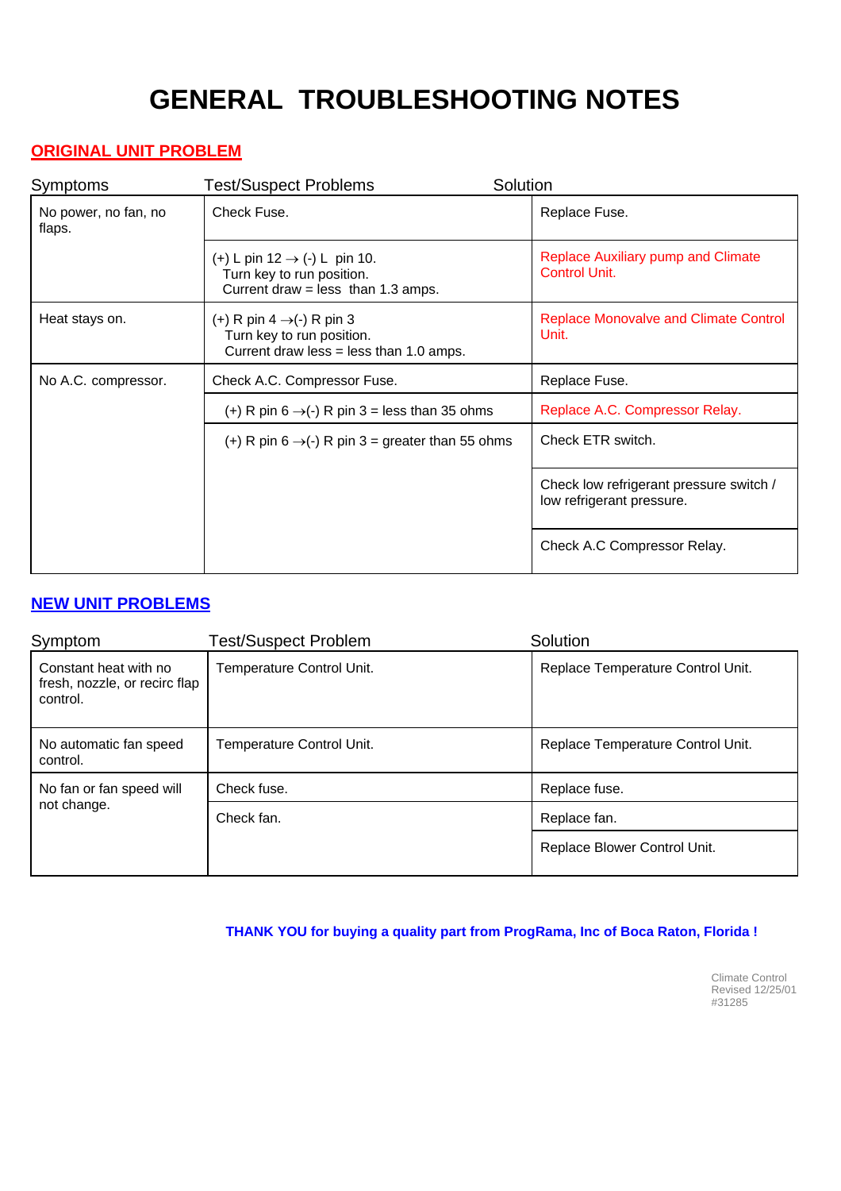# GENERAL TROUBLESHOOTING NOTES

## ORIGINAL UNIT PROBLEM

| Symptoms | Test/Suspect Problems | Solution |
|---|---|---|
| No power, no fan, no flaps. | Check Fuse. | Replace Fuse. |
| | (+) L pin 12 → (-) L pin 10. Turn key to run position. Current draw = less than 1.3 amps. | Replace Auxiliary pump and Climate Control Unit. |
| Heat stays on. | (+) R pin 4 →(-) R pin 3 Turn key to run position. Current draw less = less than 1.0 amps. | Replace Monovalve and Climate Control Unit. |
| No A.C. compressor. | Check A.C. Compressor Fuse. | Replace Fuse. |
| | (+) R pin 6 →(-) R pin 3 = less than 35 ohms | Replace A.C. Compressor Relay. |
| | (+) R pin 6 →(-) R pin 3 = greater than 55 ohms | Check ETR switch. |
| | | Check low refrigerant pressure switch / low refrigerant pressure. |
| | | Check A.C Compressor Relay. |

## NEW UNIT PROBLEMS

| Symptom | Test/Suspect Problem | Solution |
|---|---|---|
| Constant heat with no fresh, nozzle, or recirc flap control. | Temperature Control Unit. | Replace Temperature Control Unit. |
| No automatic fan speed control. | Temperature Control Unit. | Replace Temperature Control Unit. |
| No fan or fan speed will not change. | Check fuse. | Replace fuse. |
| | Check fan. | Replace fan. |
| | | Replace Blower Control Unit. |

**THANK YOU for buying a quality part from ProgRama, Inc of Boca Raton, Florida !**

Climate Control
Revised 12/25/01
#31285